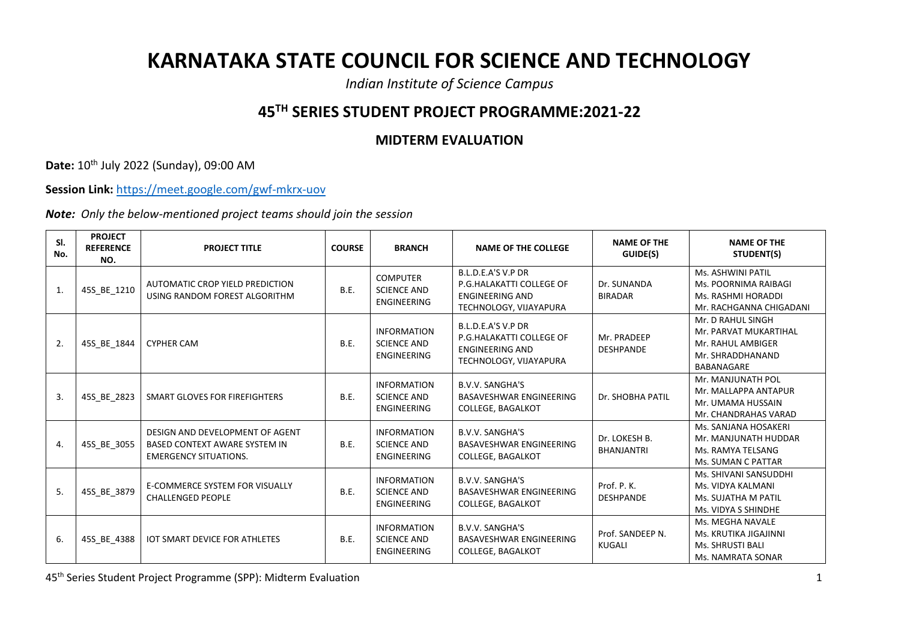# KARNATAKA STATE COUNCIL FOR SCIENCE AND TECHNOLOGY

*Indian Institute of Science Campus*

## 45TH SERIES STUDENT PROJECT PROGRAMME:2021-22

### MIDTERM EVALUATION

**Date:** 10th July 2022 (Sunday), 09:00 AM

**Session Link:** https://meet.google.com/gwf-mkrx-uov

***Note:*** *Only the below-mentioned project teams should join the session*

| Sl. No. | PROJECT REFERENCE NO. | PROJECT TITLE | COURSE | BRANCH | NAME OF THE COLLEGE | NAME OF THE GUIDE(S) | NAME OF THE STUDENT(S) |
|---|---|---|---|---|---|---|---|
| 1. | 45S_BE_1210 | AUTOMATIC CROP YIELD PREDICTION USING RANDOM FOREST ALGORITHM | B.E. | COMPUTER SCIENCE AND ENGINEERING | B.L.D.E.A'S V.P DR P.G.HALAKATTI COLLEGE OF ENGINEERING AND TECHNOLOGY, VIJAYAPURA | Dr. SUNANDA BIRADAR | Ms. ASHWINI PATIL<br>Ms. POORNIMA RAIBAGI<br>Ms. RASHMI HORADDI<br>Mr. RACHGANNA CHIGADANI |
| 2. | 45S_BE_1844 | CYPHER CAM | B.E. | INFORMATION SCIENCE AND ENGINEERING | B.L.D.E.A'S V.P DR P.G.HALAKATTI COLLEGE OF ENGINEERING AND TECHNOLOGY, VIJAYAPURA | Mr. PRADEEP DESHPANDE | Mr. D RAHUL SINGH<br>Mr. PARVAT MUKARTIHAL<br>Mr. RAHUL AMBIGER<br>Mr. SHRADDHANAND BABANAGARE |
| 3. | 45S_BE_2823 | SMART GLOVES FOR FIREFIGHTERS | B.E. | INFORMATION SCIENCE AND ENGINEERING | B.V.V. SANGHA'S BASAVESHWAR ENGINEERING COLLEGE, BAGALKOT | Dr. SHOBHA PATIL | Mr. MANJUNATH POL<br>Mr. MALLAPPA ANTAPUR<br>Mr. UMAMA HUSSAIN<br>Mr. CHANDRAHAS VARAD |
| 4. | 45S_BE_3055 | DESIGN AND DEVELOPMENT OF AGENT BASED CONTEXT AWARE SYSTEM IN EMERGENCY SITUATIONS. | B.E. | INFORMATION SCIENCE AND ENGINEERING | B.V.V. SANGHA'S BASAVESHWAR ENGINEERING COLLEGE, BAGALKOT | Dr. LOKESH B. BHANJANTRI | Ms. SANJANA HOSAKERI<br>Mr. MANJUNATH HUDDAR<br>Ms. RAMYA TELSANG<br>Ms. SUMAN C PATTAR |
| 5. | 45S_BE_3879 | E-COMMERCE SYSTEM FOR VISUALLY CHALLENGED PEOPLE | B.E. | INFORMATION SCIENCE AND ENGINEERING | B.V.V. SANGHA'S BASAVESHWAR ENGINEERING COLLEGE, BAGALKOT | Prof. P. K. DESHPANDE | Ms. SHIVANI SANSUDDHI<br>Ms. VIDYA KALMANI<br>Ms. SUJATHA M PATIL<br>Ms. VIDYA S SHINDHE |
| 6. | 45S_BE_4388 | IOT SMART DEVICE FOR ATHLETES | B.E. | INFORMATION SCIENCE AND ENGINEERING | B.V.V. SANGHA'S BASAVESHWAR ENGINEERING COLLEGE, BAGALKOT | Prof. SANDEEP N. KUGALI | Ms. MEGHA NAVALE<br>Ms. KRUTIKA JIGAJINNI<br>Ms. SHRUSTI BALI<br>Ms. NAMRATA SONAR |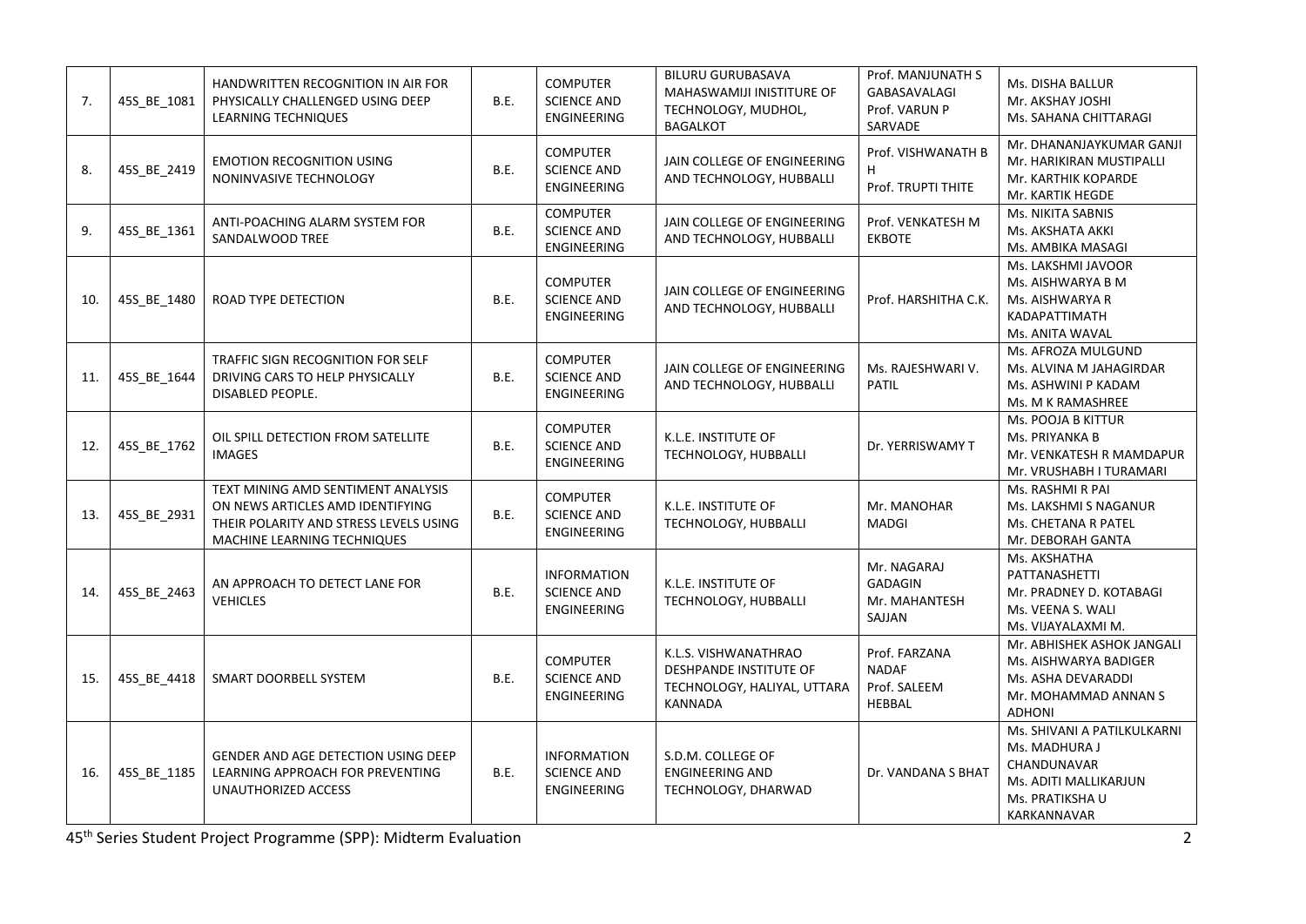| 7. | 45S_BE_1081 | HANDWRITTEN RECOGNITION IN AIR FOR PHYSICALLY CHALLENGED USING DEEP LEARNING TECHNIQUES | B.E. | COMPUTER SCIENCE AND ENGINEERING | BILURU GURUBASAVA MAHASWAMIJI INISTITURE OF TECHNOLOGY, MUDHOL, BAGALKOT | Prof. MANJUNATH S GABASAVALAGI<br>Prof. VARUN P SARVADE | Ms. DISHA BALLUR<br>Mr. AKSHAY JOSHI<br>Ms. SAHANA CHITTARAGI |
|---|---|---|---|---|---|---|---|
| 8. | 45S_BE_2419 | EMOTION RECOGNITION USING NONINVASIVE TECHNOLOGY | B.E. | COMPUTER SCIENCE AND ENGINEERING | JAIN COLLEGE OF ENGINEERING AND TECHNOLOGY, HUBBALLI | Prof. VISHWANATH B H<br>Prof. TRUPTI THITE | Mr. DHANANJAYKUMAR GANJI<br>Mr. HARIKIRAN MUSTIPALLI<br>Mr. KARTHIK KOPARDE<br>Mr. KARTIK HEGDE |
| 9. | 45S_BE_1361 | ANTI-POACHING ALARM SYSTEM FOR SANDALWOOD TREE | B.E. | COMPUTER SCIENCE AND ENGINEERING | JAIN COLLEGE OF ENGINEERING AND TECHNOLOGY, HUBBALLI | Prof. VENKATESH M EKBOTE | Ms. NIKITA SABNIS<br>Ms. AKSHATA AKKI<br>Ms. AMBIKA MASAGI |
| 10. | 45S_BE_1480 | ROAD TYPE DETECTION | B.E. | COMPUTER SCIENCE AND ENGINEERING | JAIN COLLEGE OF ENGINEERING AND TECHNOLOGY, HUBBALLI | Prof. HARSHITHA C.K. | Ms. LAKSHMI JAVOOR<br>Ms. AISHWARYA B M<br>Ms. AISHWARYA R KADAPATTIMATH<br>Ms. ANITA WAVAL |
| 11. | 45S_BE_1644 | TRAFFIC SIGN RECOGNITION FOR SELF DRIVING CARS TO HELP PHYSICALLY DISABLED PEOPLE. | B.E. | COMPUTER SCIENCE AND ENGINEERING | JAIN COLLEGE OF ENGINEERING AND TECHNOLOGY, HUBBALLI | Ms. RAJESHWARI V. PATIL | Ms. AFROZA MULGUND<br>Ms. ALVINA M JAHAGIRDAR<br>Ms. ASHWINI P KADAM<br>Ms. M K RAMASHREE |
| 12. | 45S_BE_1762 | OIL SPILL DETECTION FROM SATELLITE IMAGES | B.E. | COMPUTER SCIENCE AND ENGINEERING | K.L.E. INSTITUTE OF TECHNOLOGY, HUBBALLI | Dr. YERRISWAMY T | Ms. POOJA B KITTUR<br>Ms. PRIYANKA B<br>Mr. VENKATESH R MAMDAPUR<br>Mr. VRUSHABH I TURAMARI |
| 13. | 45S_BE_2931 | TEXT MINING AMD SENTIMENT ANALYSIS ON NEWS ARTICLES AMD IDENTIFYING THEIR POLARITY AND STRESS LEVELS USING MACHINE LEARNING TECHNIQUES | B.E. | COMPUTER SCIENCE AND ENGINEERING | K.L.E. INSTITUTE OF TECHNOLOGY, HUBBALLI | Mr. MANOHAR MADGI | Ms. RASHMI R PAI<br>Ms. LAKSHMI S NAGANUR<br>Ms. CHETANA R PATEL<br>Mr. DEBORAH GANTA |
| 14. | 45S_BE_2463 | AN APPROACH TO DETECT LANE FOR VEHICLES | B.E. | INFORMATION SCIENCE AND ENGINEERING | K.L.E. INSTITUTE OF TECHNOLOGY, HUBBALLI | Mr. NAGARAJ GADAGIN<br>Mr. MAHANTESH SAJJAN | Ms. AKSHATHA PATTANASHETTI<br>Mr. PRADNEY D. KOTABAGI<br>Ms. VEENA S. WALI<br>Ms. VIJAYALAXMI M. |
| 15. | 45S_BE_4418 | SMART DOORBELL SYSTEM | B.E. | COMPUTER SCIENCE AND ENGINEERING | K.L.S. VISHWANATHRAO DESHPANDE INSTITUTE OF TECHNOLOGY, HALIYAL, UTTARA KANNADA | Prof. FARZANA NADAF<br>Prof. SALEEM HEBBAL | Mr. ABHISHEK ASHOK JANGALI<br>Ms. AISHWARYA BADIGER<br>Ms. ASHA DEVARADDI<br>Mr. MOHAMMAD ANNAN S ADHONI |
| 16. | 45S_BE_1185 | GENDER AND AGE DETECTION USING DEEP LEARNING APPROACH FOR PREVENTING UNAUTHORIZED ACCESS | B.E. | INFORMATION SCIENCE AND ENGINEERING | S.D.M. COLLEGE OF ENGINEERING AND TECHNOLOGY, DHARWAD | Dr. VANDANA S BHAT | Ms. SHIVANI A PATILKULKARNI<br>Ms. MADHURA J CHANDUNAVAR<br>Ms. ADITI MALLIKARJUN<br>Ms. PRATIKSHA U KARKANNAVAR |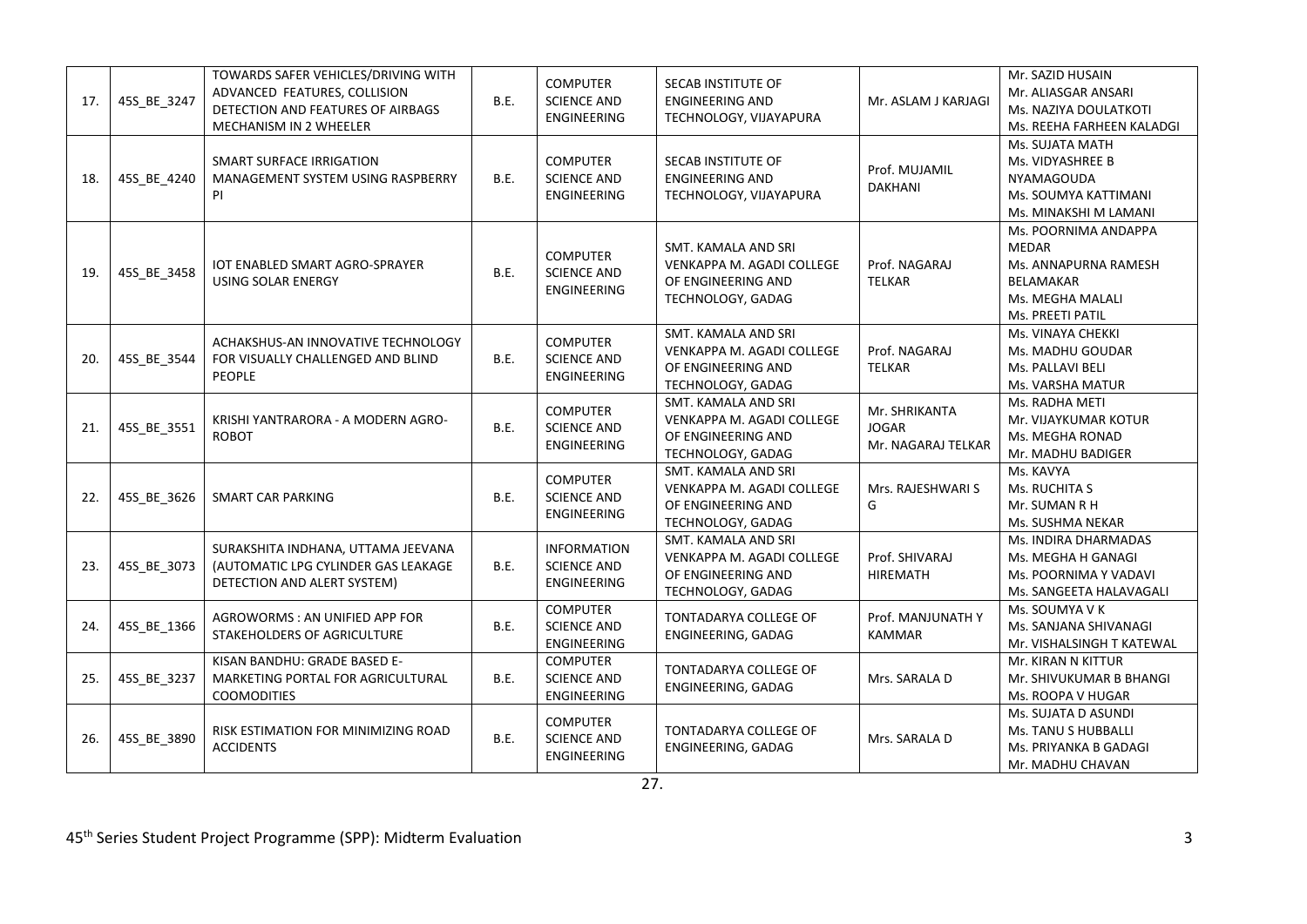| | | | | | | | |
|---|---|---|---|---|---|---|---|
| 17. | 45S_BE_3247 | TOWARDS SAFER VEHICLES/DRIVING WITH ADVANCED FEATURES, COLLISION DETECTION AND FEATURES OF AIRBAGS MECHANISM IN 2 WHEELER | B.E. | COMPUTER SCIENCE AND ENGINEERING | SECAB INSTITUTE OF ENGINEERING AND TECHNOLOGY, VIJAYAPURA | Mr. ASLAM J KARJAGI | Mr. SAZID HUSAIN<br>Mr. ALIASGAR ANSARI<br>Ms. NAZIYA DOULATKOTI<br>Ms. REEHA FARHEEN KALADGI |
| 18. | 45S_BE_4240 | SMART SURFACE IRRIGATION MANAGEMENT SYSTEM USING RASPBERRY PI | B.E. | COMPUTER SCIENCE AND ENGINEERING | SECAB INSTITUTE OF ENGINEERING AND TECHNOLOGY, VIJAYAPURA | Prof. MUJAMIL DAKHANI | Ms. SUJATA MATH<br>Ms. VIDYASHREE B NYAMAGOUDA<br>Ms. SOUMYA KATTIMANI<br>Ms. MINAKSHI M LAMANI |
| 19. | 45S_BE_3458 | IOT ENABLED SMART AGRO-SPRAYER USING SOLAR ENERGY | B.E. | COMPUTER SCIENCE AND ENGINEERING | SMT. KAMALA AND SRI VENKAPPA M. AGADI COLLEGE OF ENGINEERING AND TECHNOLOGY, GADAG | Prof. NAGARAJ TELKAR | Ms. POORNIMA ANDAPPA MEDAR<br>Ms. ANNAPURNA RAMESH BELAMAKAR<br>Ms. MEGHA MALALI<br>Ms. PREETI PATIL |
| 20. | 45S_BE_3544 | ACHAKSHUS-AN INNOVATIVE TECHNOLOGY FOR VISUALLY CHALLENGED AND BLIND PEOPLE | B.E. | COMPUTER SCIENCE AND ENGINEERING | SMT. KAMALA AND SRI VENKAPPA M. AGADI COLLEGE OF ENGINEERING AND TECHNOLOGY, GADAG | Prof. NAGARAJ TELKAR | Ms. VINAYA CHEKKI<br>Ms. MADHU GOUDAR<br>Ms. PALLAVI BELI<br>Ms. VARSHA MATUR |
| 21. | 45S_BE_3551 | KRISHI YANTRARORA - A MODERN AGRO-ROBOT | B.E. | COMPUTER SCIENCE AND ENGINEERING | SMT. KAMALA AND SRI VENKAPPA M. AGADI COLLEGE OF ENGINEERING AND TECHNOLOGY, GADAG | Mr. SHRIKANTA JOGAR<br>Mr. NAGARAJ TELKAR | Ms. RADHA METI<br>Mr. VIJAYKUMAR KOTUR<br>Ms. MEGHA RONAD<br>Mr. MADHU BADIGER |
| 22. | 45S_BE_3626 | SMART CAR PARKING | B.E. | COMPUTER SCIENCE AND ENGINEERING | SMT. KAMALA AND SRI VENKAPPA M. AGADI COLLEGE OF ENGINEERING AND TECHNOLOGY, GADAG | Mrs. RAJESHWARI S G | Ms. KAVYA<br>Ms. RUCHITA S<br>Mr. SUMAN R H<br>Ms. SUSHMA NEKAR |
| 23. | 45S_BE_3073 | SURAKSHITA INDHANA, UTTAMA JEEVANA (AUTOMATIC LPG CYLINDER GAS LEAKAGE DETECTION AND ALERT SYSTEM) | B.E. | INFORMATION SCIENCE AND ENGINEERING | SMT. KAMALA AND SRI VENKAPPA M. AGADI COLLEGE OF ENGINEERING AND TECHNOLOGY, GADAG | Prof. SHIVARAJ HIREMATH | Ms. INDIRA DHARMADAS<br>Ms. MEGHA H GANAGI<br>Ms. POORNIMA Y VADAVI<br>Ms. SANGEETA HALAVAGALI |
| 24. | 45S_BE_1366 | AGROWORMS : AN UNIFIED APP FOR STAKEHOLDERS OF AGRICULTURE | B.E. | COMPUTER SCIENCE AND ENGINEERING | TONTADARYA COLLEGE OF ENGINEERING, GADAG | Prof. MANJUNATH Y KAMMAR | Ms. SOUMYA V K<br>Ms. SANJANA SHIVANAGI<br>Mr. VISHALSINGH T KATEWAL |
| 25. | 45S_BE_3237 | KISAN BANDHU: GRADE BASED E-MARKETING PORTAL FOR AGRICULTURAL COOMODITIES | B.E. | COMPUTER SCIENCE AND ENGINEERING | TONTADARYA COLLEGE OF ENGINEERING, GADAG | Mrs. SARALA D | Mr. KIRAN N KITTUR<br>Mr. SHIVUKUMAR B BHANGI<br>Ms. ROOPA V HUGAR |
| 26. | 45S_BE_3890 | RISK ESTIMATION FOR MINIMIZING ROAD ACCIDENTS | B.E. | COMPUTER SCIENCE AND ENGINEERING | TONTADARYA COLLEGE OF ENGINEERING, GADAG | Mrs. SARALA D | Ms. SUJATA D ASUNDI<br>Ms. TANU S HUBBALLI<br>Ms. PRIYANKA B GADAGI<br>Mr. MADHU CHAVAN |

27.